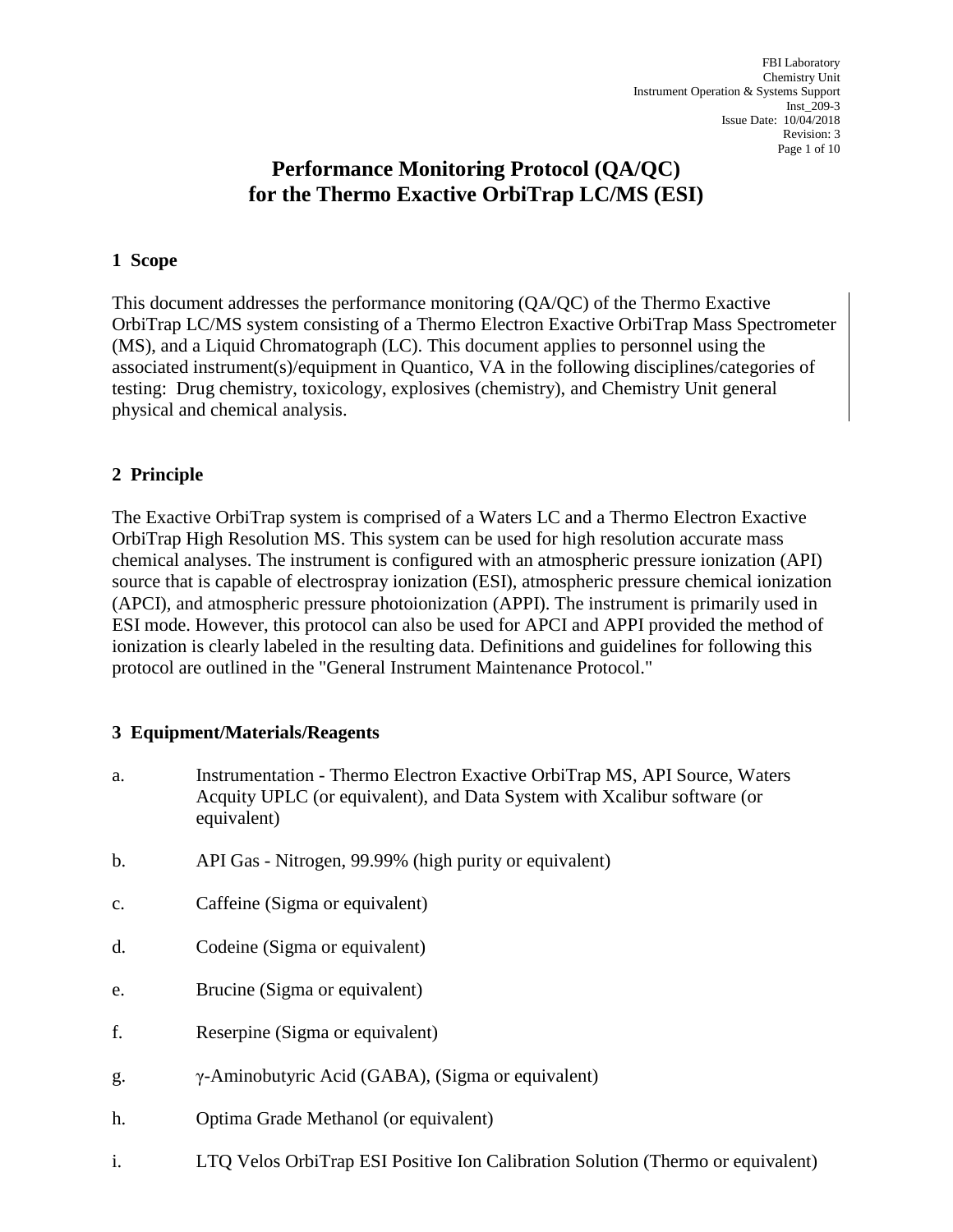# Performance Monitoring Protocol (QA/QC) for the Thermo Exactive OrbiTrap LC/MS (ESI)

## 1 Scope

This document addresses the performance monitoring (QA/QC) of the Thermo Exactive OrbiTrap LC/MS system consisting of a Thermo Electron Exactive OrbiTrap Mass Spectrometer (MS), and a Liquid Chromatograph (LC). This document applies to personnel using the associated instrument(s)/equipment in Quantico, VA in the following disciplines/categories of testing: Drug chemistry, toxicology, explosives (chemistry), and Chemistry Unit general physical and chemical analysis.

## 2 Principle

The Exactive OrbiTrap system is comprised of a Waters LC and a Thermo Electron Exactive OrbiTrap High Resolution MS. This system can be used for high resolution accurate mass chemical analyses. The instrument is configured with an atmospheric pressure ionization (API) source that is capable of electrospray ionization (ESI), atmospheric pressure chemical ionization (APCI), and atmospheric pressure photoionization (APPI). The instrument is primarily used in ESI mode. However, this protocol can also be used for APCI and APPI provided the method of ionization is clearly labeled in the resulting data. Definitions and guidelines for following this protocol are outlined in the "General Instrument Maintenance Protocol."

## 3 Equipment/Materials/Reagents

a. Instrumentation - Thermo Electron Exactive OrbiTrap MS, API Source, Waters Acquity UPLC (or equivalent), and Data System with Xcalibur software (or equivalent)

b. API Gas - Nitrogen, 99.99% (high purity or equivalent)

c. Caffeine (Sigma or equivalent)

d. Codeine (Sigma or equivalent)

e. Brucine (Sigma or equivalent)

f. Reserpine (Sigma or equivalent)

g. γ-Aminobutyric Acid (GABA), (Sigma or equivalent)

h. Optima Grade Methanol (or equivalent)

i. LTQ Velos OrbiTrap ESI Positive Ion Calibration Solution (Thermo or equivalent)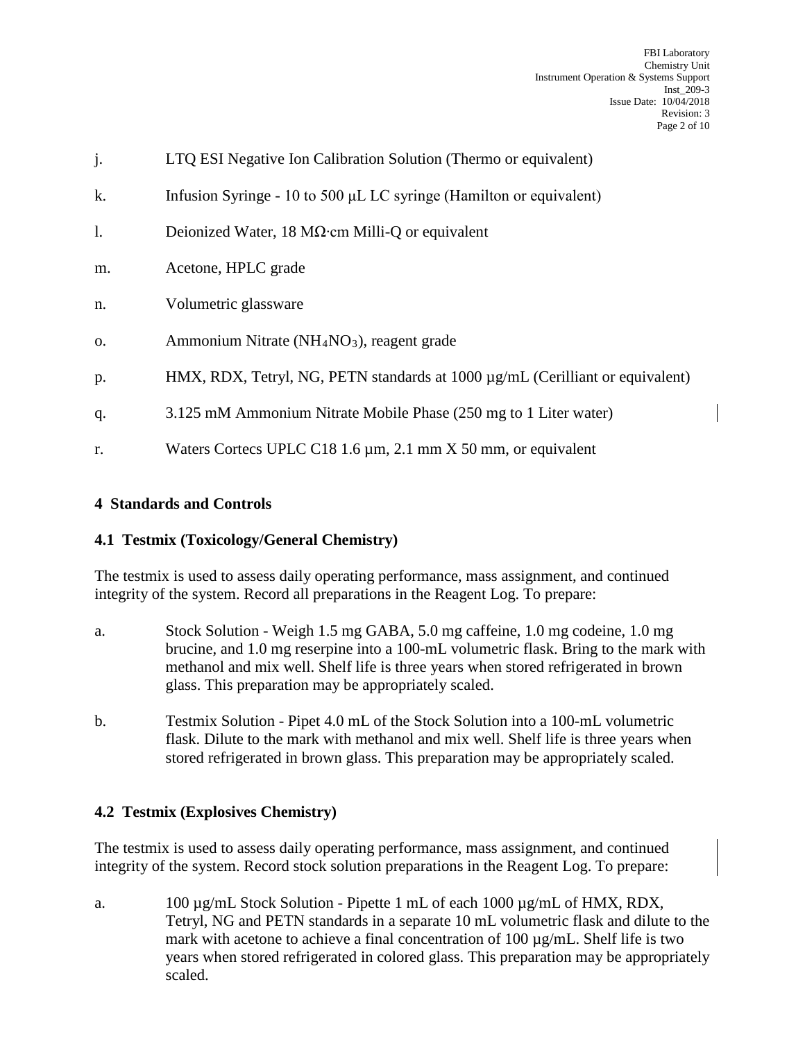j. LTQ ESI Negative Ion Calibration Solution (Thermo or equivalent)

k. Infusion Syringe - 10 to 500 µL LC syringe (Hamilton or equivalent)

l. Deionized Water, 18 MΩ·cm Milli-Q or equivalent

m. Acetone, HPLC grade

n. Volumetric glassware

o. Ammonium Nitrate ($NH_4NO_3$), reagent grade

p. HMX, RDX, Tetryl, NG, PETN standards at 1000 µg/mL (Cerilliant or equivalent)

q. 3.125 mM Ammonium Nitrate Mobile Phase (250 mg to 1 Liter water)

r. Waters Cortecs UPLC C18 1.6 µm, 2.1 mm X 50 mm, or equivalent

## 4 Standards and Controls

### 4.1 Testmix (Toxicology/General Chemistry)

The testmix is used to assess daily operating performance, mass assignment, and continued integrity of the system. Record all preparations in the Reagent Log. To prepare:

a. Stock Solution - Weigh 1.5 mg GABA, 5.0 mg caffeine, 1.0 mg codeine, 1.0 mg brucine, and 1.0 mg reserpine into a 100-mL volumetric flask. Bring to the mark with methanol and mix well. Shelf life is three years when stored refrigerated in brown glass. This preparation may be appropriately scaled.

b. Testmix Solution - Pipet 4.0 mL of the Stock Solution into a 100-mL volumetric flask. Dilute to the mark with methanol and mix well. Shelf life is three years when stored refrigerated in brown glass. This preparation may be appropriately scaled.

### 4.2 Testmix (Explosives Chemistry)

The testmix is used to assess daily operating performance, mass assignment, and continued integrity of the system. Record stock solution preparations in the Reagent Log. To prepare:

a. 100 µg/mL Stock Solution - Pipette 1 mL of each 1000 µg/mL of HMX, RDX, Tetryl, NG and PETN standards in a separate 10 mL volumetric flask and dilute to the mark with acetone to achieve a final concentration of 100 µg/mL. Shelf life is two years when stored refrigerated in colored glass. This preparation may be appropriately scaled.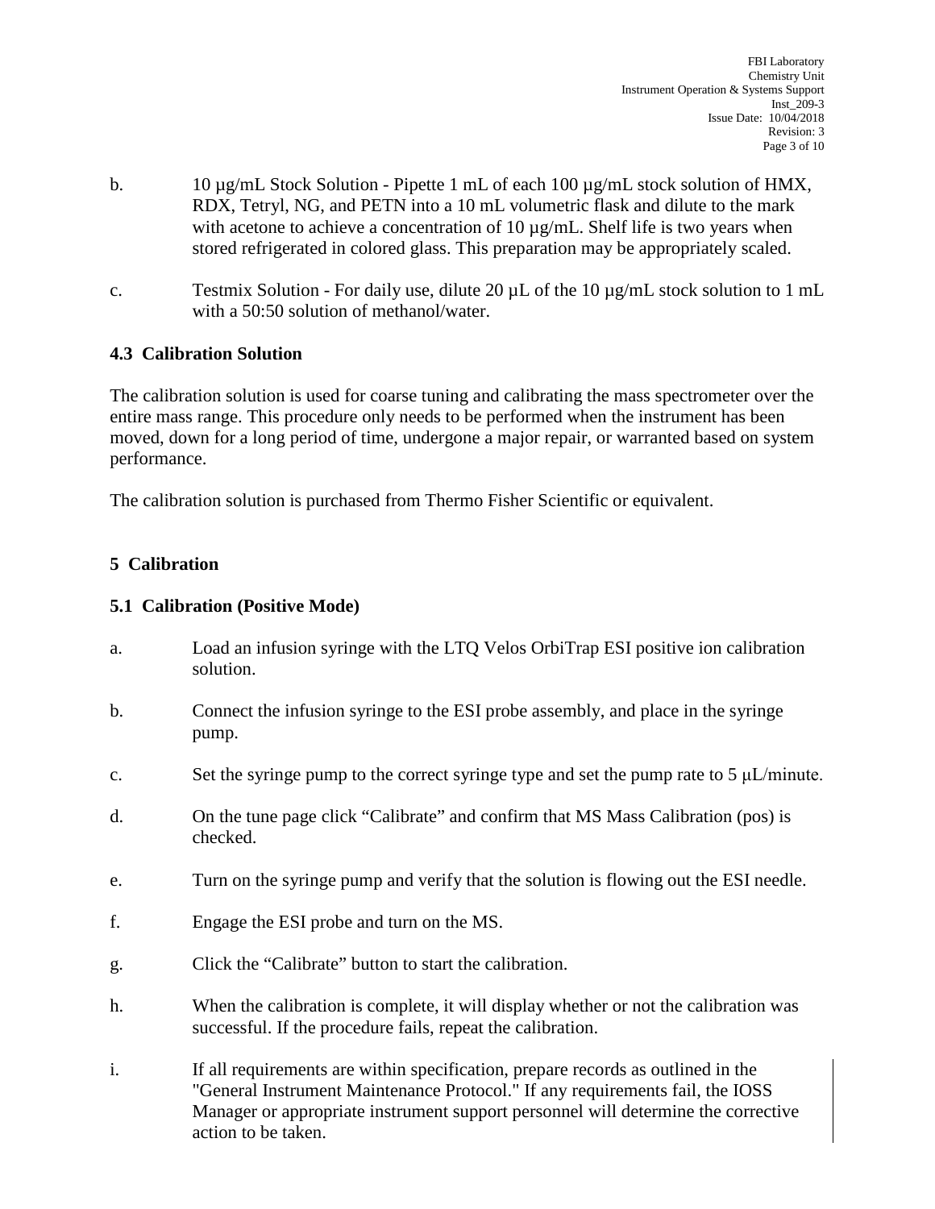b. 10 µg/mL Stock Solution - Pipette 1 mL of each 100 µg/mL stock solution of HMX, RDX, Tetryl, NG, and PETN into a 10 mL volumetric flask and dilute to the mark with acetone to achieve a concentration of 10 µg/mL. Shelf life is two years when stored refrigerated in colored glass. This preparation may be appropriately scaled.

c. Testmix Solution - For daily use, dilute 20 µL of the 10 µg/mL stock solution to 1 mL with a 50:50 solution of methanol/water.

### 4.3 Calibration Solution

The calibration solution is used for coarse tuning and calibrating the mass spectrometer over the entire mass range. This procedure only needs to be performed when the instrument has been moved, down for a long period of time, undergone a major repair, or warranted based on system performance.

The calibration solution is purchased from Thermo Fisher Scientific or equivalent.

## 5 Calibration

### 5.1 Calibration (Positive Mode)

a. Load an infusion syringe with the LTQ Velos OrbiTrap ESI positive ion calibration solution.

b. Connect the infusion syringe to the ESI probe assembly, and place in the syringe pump.

c. Set the syringe pump to the correct syringe type and set the pump rate to 5 µL/minute.

d. On the tune page click “Calibrate” and confirm that MS Mass Calibration (pos) is checked.

e. Turn on the syringe pump and verify that the solution is flowing out the ESI needle.

f. Engage the ESI probe and turn on the MS.

g. Click the “Calibrate” button to start the calibration.

h. When the calibration is complete, it will display whether or not the calibration was successful. If the procedure fails, repeat the calibration.

i. If all requirements are within specification, prepare records as outlined in the "General Instrument Maintenance Protocol." If any requirements fail, the IOSS Manager or appropriate instrument support personnel will determine the corrective action to be taken.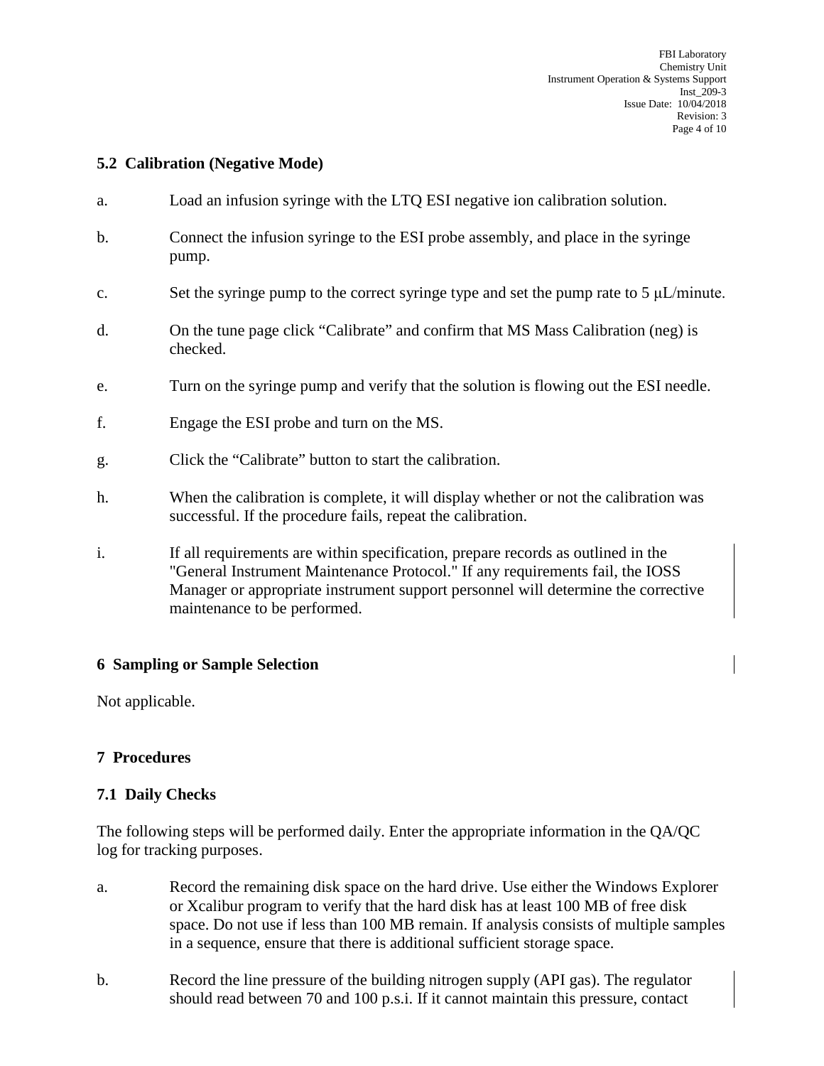### 5.2 Calibration (Negative Mode)

a. Load an infusion syringe with the LTQ ESI negative ion calibration solution.

b. Connect the infusion syringe to the ESI probe assembly, and place in the syringe pump.

c. Set the syringe pump to the correct syringe type and set the pump rate to 5 μL/minute.

d. On the tune page click "Calibrate" and confirm that MS Mass Calibration (neg) is checked.

e. Turn on the syringe pump and verify that the solution is flowing out the ESI needle.

f. Engage the ESI probe and turn on the MS.

g. Click the "Calibrate" button to start the calibration.

h. When the calibration is complete, it will display whether or not the calibration was successful. If the procedure fails, repeat the calibration.

i. If all requirements are within specification, prepare records as outlined in the "General Instrument Maintenance Protocol." If any requirements fail, the IOSS Manager or appropriate instrument support personnel will determine the corrective maintenance to be performed.

## 6 Sampling or Sample Selection

Not applicable.

## 7 Procedures

### 7.1 Daily Checks

The following steps will be performed daily. Enter the appropriate information in the QA/QC log for tracking purposes.

a. Record the remaining disk space on the hard drive. Use either the Windows Explorer or Xcalibur program to verify that the hard disk has at least 100 MB of free disk space. Do not use if less than 100 MB remain. If analysis consists of multiple samples in a sequence, ensure that there is additional sufficient storage space.

b. Record the line pressure of the building nitrogen supply (API gas). The regulator should read between 70 and 100 p.s.i. If it cannot maintain this pressure, contact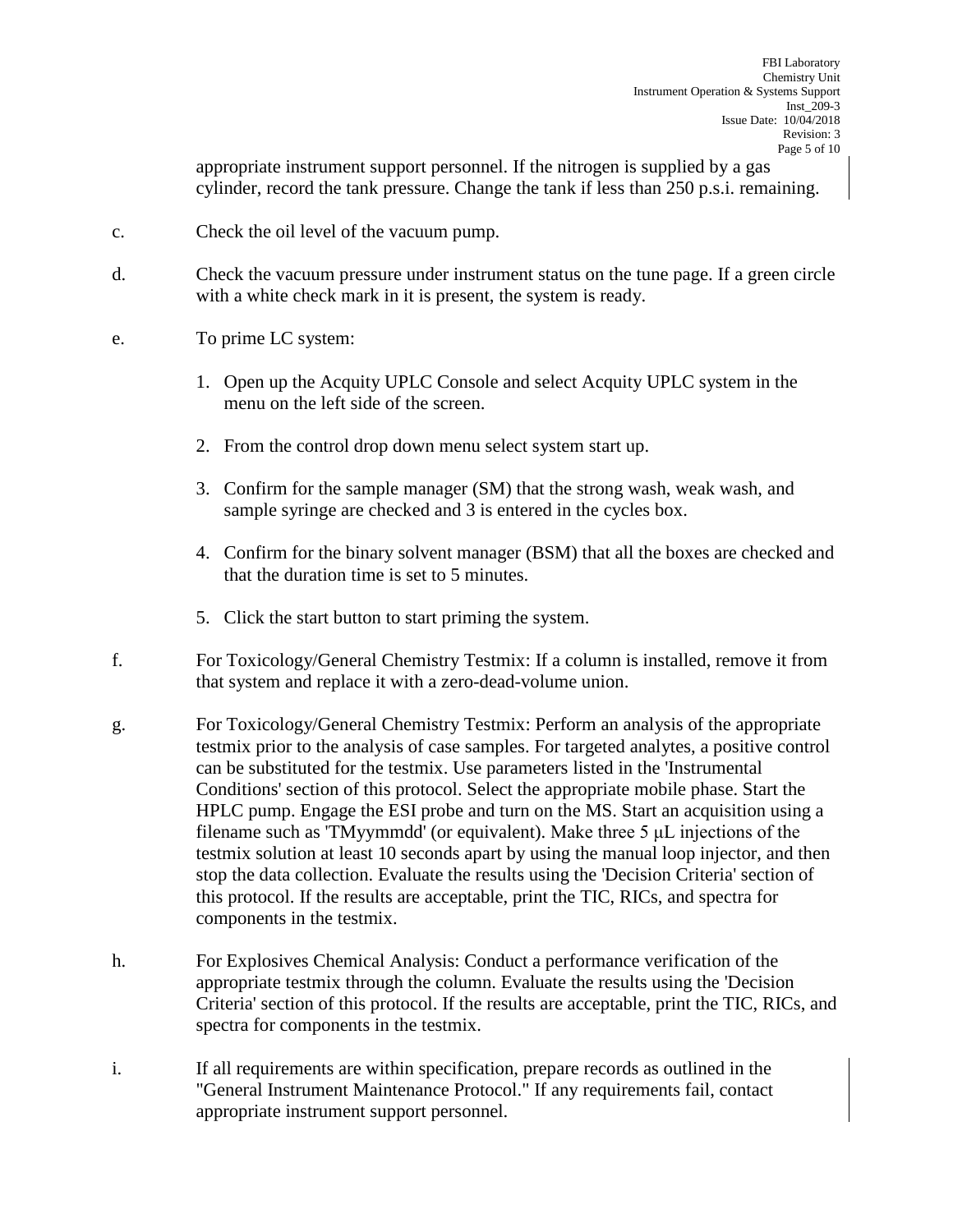appropriate instrument support personnel. If the nitrogen is supplied by a gas cylinder, record the tank pressure. Change the tank if less than 250 p.s.i. remaining.

c. Check the oil level of the vacuum pump.

d. Check the vacuum pressure under instrument status on the tune page. If a green circle with a white check mark in it is present, the system is ready.

e. To prime LC system:

   1. Open up the Acquity UPLC Console and select Acquity UPLC system in the menu on the left side of the screen.

   2. From the control drop down menu select system start up.

   3. Confirm for the sample manager (SM) that the strong wash, weak wash, and sample syringe are checked and 3 is entered in the cycles box.

   4. Confirm for the binary solvent manager (BSM) that all the boxes are checked and that the duration time is set to 5 minutes.

   5. Click the start button to start priming the system.

f. For Toxicology/General Chemistry Testmix: If a column is installed, remove it from that system and replace it with a zero-dead-volume union.

g. For Toxicology/General Chemistry Testmix: Perform an analysis of the appropriate testmix prior to the analysis of case samples. For targeted analytes, a positive control can be substituted for the testmix. Use parameters listed in the 'Instrumental Conditions' section of this protocol. Select the appropriate mobile phase. Start the HPLC pump. Engage the ESI probe and turn on the MS. Start an acquisition using a filename such as 'TMyymmdd' (or equivalent). Make three 5 µL injections of the testmix solution at least 10 seconds apart by using the manual loop injector, and then stop the data collection. Evaluate the results using the 'Decision Criteria' section of this protocol. If the results are acceptable, print the TIC, RICs, and spectra for components in the testmix.

h. For Explosives Chemical Analysis: Conduct a performance verification of the appropriate testmix through the column. Evaluate the results using the 'Decision Criteria' section of this protocol. If the results are acceptable, print the TIC, RICs, and spectra for components in the testmix.

i. If all requirements are within specification, prepare records as outlined in the "General Instrument Maintenance Protocol." If any requirements fail, contact appropriate instrument support personnel.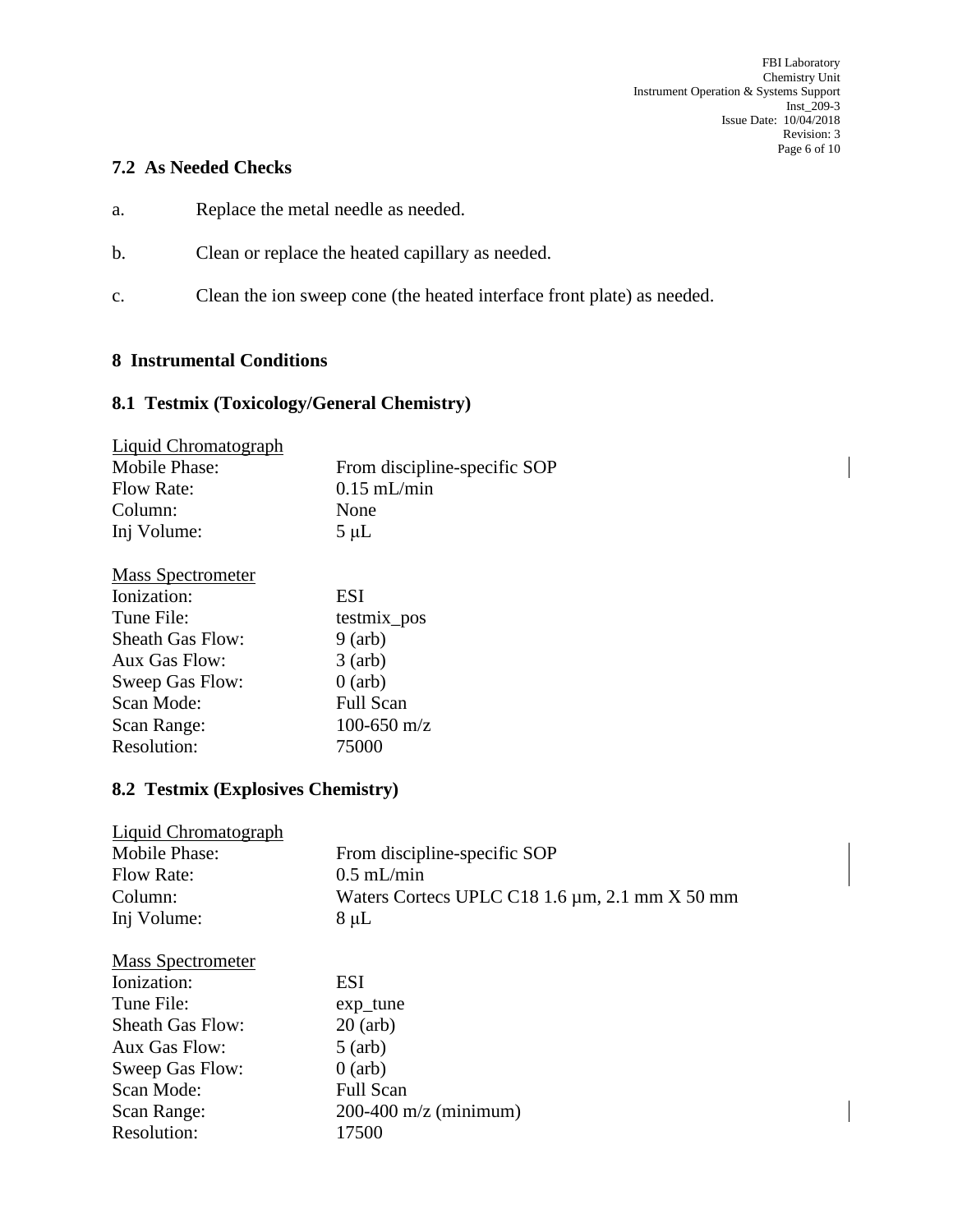### 7.2 As Needed Checks

a. Replace the metal needle as needed.

b. Clean or replace the heated capillary as needed.

c. Clean the ion sweep cone (the heated interface front plate) as needed.

## 8 Instrumental Conditions

### 8.1 Testmix (Toxicology/General Chemistry)

<u>Liquid Chromatograph</u>

| | |
|---|---|
| Mobile Phase: | From discipline-specific SOP |
| Flow Rate: | 0.15 mL/min |
| Column: | None |
| Inj Volume: | 5 μL |

<u>Mass Spectrometer</u>

| | |
|---|---|
| Ionization: | ESI |
| Tune File: | testmix_pos |
| Sheath Gas Flow: | 9 (arb) |
| Aux Gas Flow: | 3 (arb) |
| Sweep Gas Flow: | 0 (arb) |
| Scan Mode: | Full Scan |
| Scan Range: | 100-650 m/z |
| Resolution: | 75000 |

### 8.2 Testmix (Explosives Chemistry)

<u>Liquid Chromatograph</u>

| | |
|---|---|
| Mobile Phase: | From discipline-specific SOP |
| Flow Rate: | 0.5 mL/min |
| Column: | Waters Cortecs UPLC C18 1.6 µm, 2.1 mm X 50 mm |
| Inj Volume: | 8 μL |

<u>Mass Spectrometer</u>

| | |
|---|---|
| Ionization: | ESI |
| Tune File: | exp_tune |
| Sheath Gas Flow: | 20 (arb) |
| Aux Gas Flow: | 5 (arb) |
| Sweep Gas Flow: | 0 (arb) |
| Scan Mode: | Full Scan |
| Scan Range: | 200-400 m/z (minimum) |
| Resolution: | 17500 |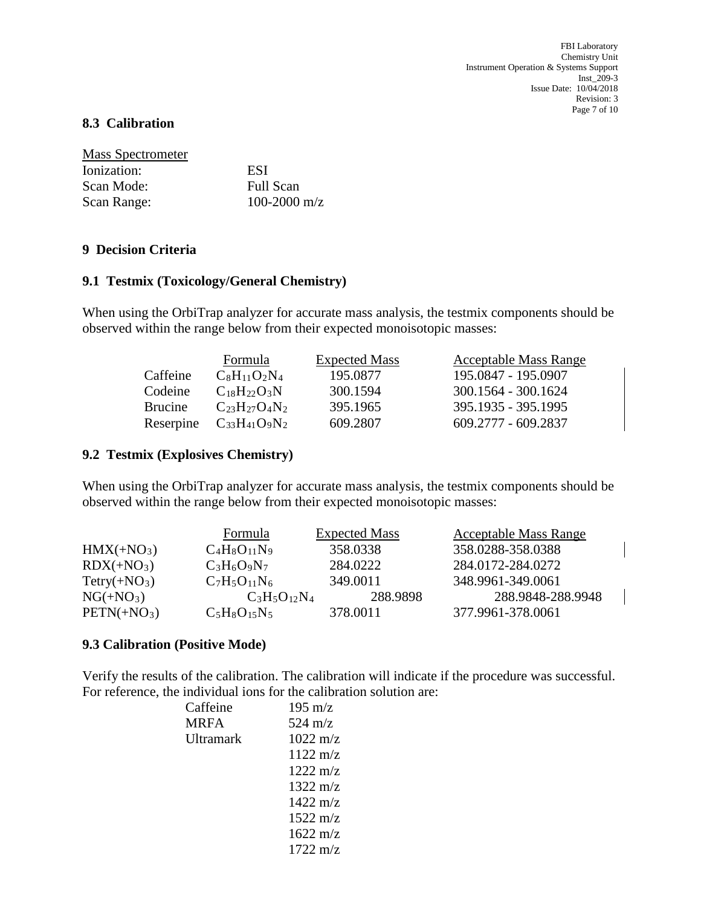## 8.3 Calibration

Mass Spectrometer

| | |
|---|---|
| Ionization: | ESI |
| Scan Mode: | Full Scan |
| Scan Range: | 100-2000 m/z |

## 9 Decision Criteria

### 9.1 Testmix (Toxicology/General Chemistry)

When using the OrbiTrap analyzer for accurate mass analysis, the testmix components should be observed within the range below from their expected monoisotopic masses:

| | Formula | Expected Mass | Acceptable Mass Range |
|---|---|---|---|
| Caffeine | $C_8H_{11}O_2N_4$ | 195.0877 | 195.0847 - 195.0907 |
| Codeine | $C_{18}H_{22}O_3N$ | 300.1594 | 300.1564 - 300.1624 |
| Brucine | $C_{23}H_{27}O_4N_2$ | 395.1965 | 395.1935 - 395.1995 |
| Reserpine | $C_{33}H_{41}O_9N_2$ | 609.2807 | 609.2777 - 609.2837 |

### 9.2 Testmix (Explosives Chemistry)

When using the OrbiTrap analyzer for accurate mass analysis, the testmix components should be observed within the range below from their expected monoisotopic masses:

| | Formula | Expected Mass | Acceptable Mass Range |
|---|---|---|---|
| $HMX(+NO_3)$ | $C_4H_8O_{11}N_9$ | 358.0338 | 358.0288-358.0388 |
| $RDX(+NO_3)$ | $C_3H_6O_9N_7$ | 284.0222 | 284.0172-284.0272 |
| $Tetry(+NO_3)$ | $C_7H_5O_{11}N_6$ | 349.0011 | 348.9961-349.0061 |
| $NG(+NO_3)$ | $C_3H_5O_{12}N_4$ | 288.9898 | 288.9848-288.9948 |
| $PETN(+NO_3)$ | $C_5H_8O_{15}N_5$ | 378.0011 | 377.9961-378.0061 |

### 9.3 Calibration (Positive Mode)

Verify the results of the calibration. The calibration will indicate if the procedure was successful. For reference, the individual ions for the calibration solution are:

| | |
|---|---|
| Caffeine | 195 m/z |
| MRFA | 524 m/z |
| Ultramark | 1022 m/z |
| | 1122 m/z |
| | 1222 m/z |
| | 1322 m/z |
| | 1422 m/z |
| | 1522 m/z |
| | 1622 m/z |
| | 1722 m/z |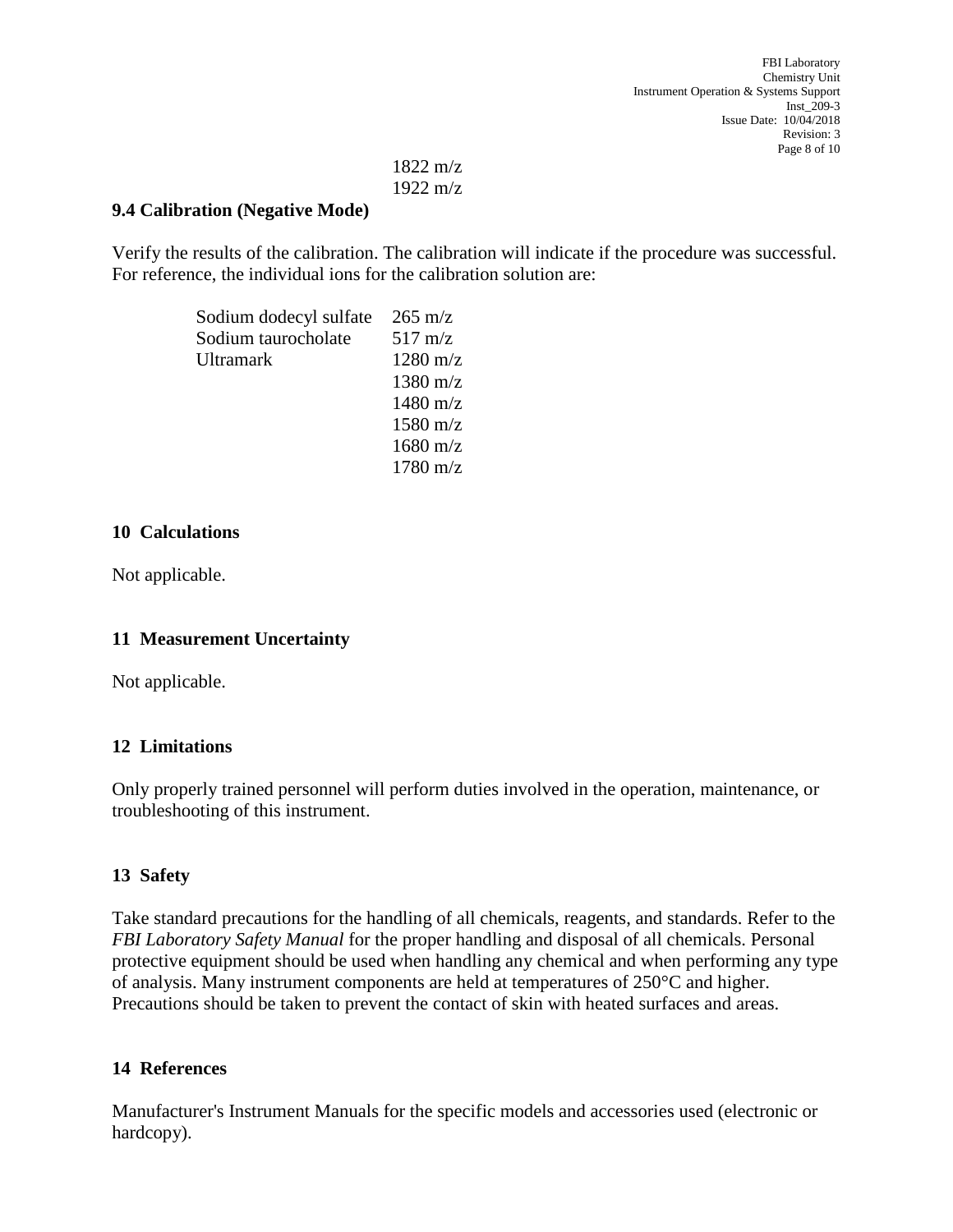1822 m/z
1922 m/z

### 9.4 Calibration (Negative Mode)

Verify the results of the calibration. The calibration will indicate if the procedure was successful. For reference, the individual ions for the calibration solution are:

| | |
|---|---|
| Sodium dodecyl sulfate | 265 m/z |
| Sodium taurocholate | 517 m/z |
| Ultramark | 1280 m/z |
| | 1380 m/z |
| | 1480 m/z |
| | 1580 m/z |
| | 1680 m/z |
| | 1780 m/z |

## 10 Calculations

Not applicable.

## 11 Measurement Uncertainty

Not applicable.

## 12 Limitations

Only properly trained personnel will perform duties involved in the operation, maintenance, or troubleshooting of this instrument.

## 13 Safety

Take standard precautions for the handling of all chemicals, reagents, and standards. Refer to the *FBI Laboratory Safety Manual* for the proper handling and disposal of all chemicals. Personal protective equipment should be used when handling any chemical and when performing any type of analysis. Many instrument components are held at temperatures of 250°C and higher. Precautions should be taken to prevent the contact of skin with heated surfaces and areas.

## 14 References

Manufacturer's Instrument Manuals for the specific models and accessories used (electronic or hardcopy).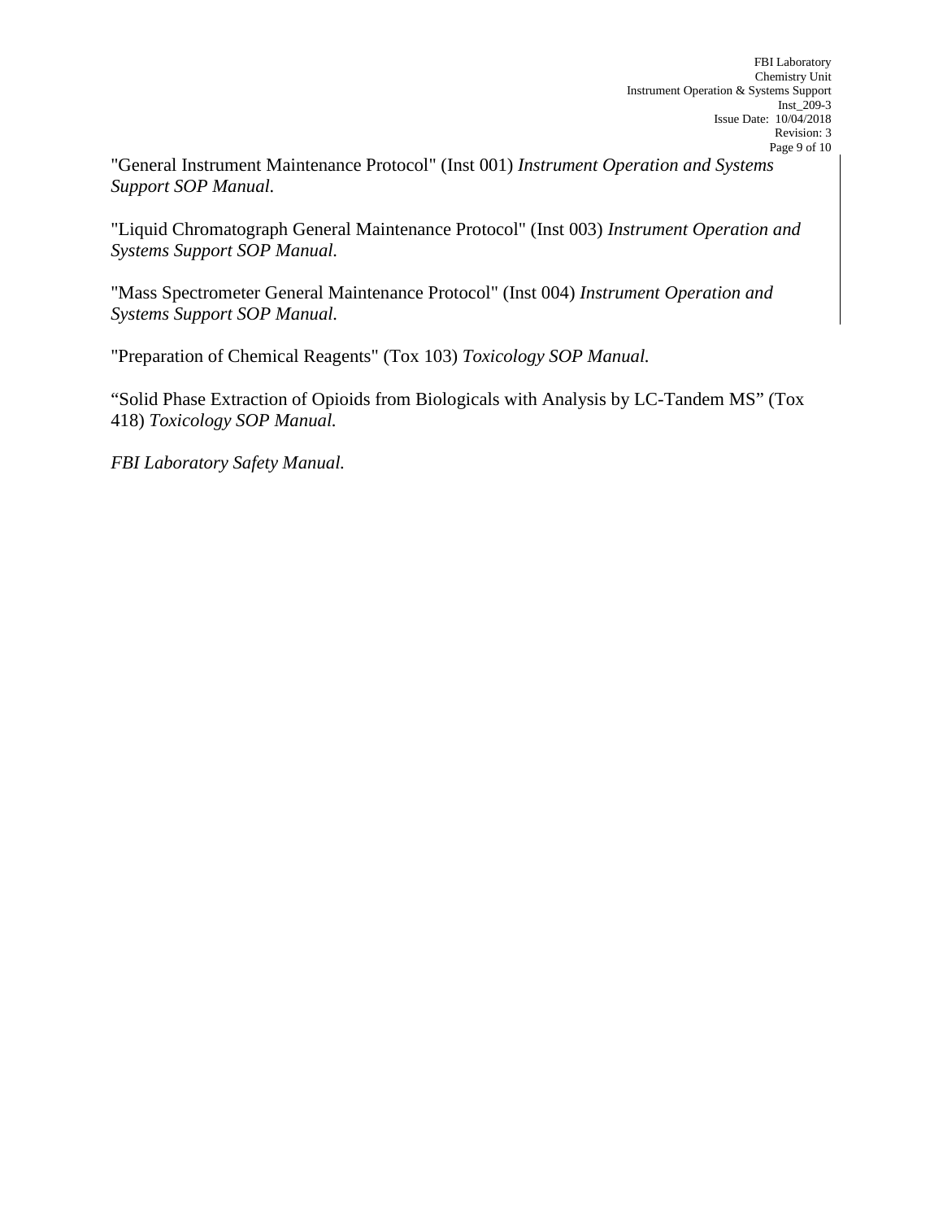"General Instrument Maintenance Protocol" (Inst 001) *Instrument Operation and Systems Support SOP Manual*.

"Liquid Chromatograph General Maintenance Protocol" (Inst 003) *Instrument Operation and Systems Support SOP Manual.*

"Mass Spectrometer General Maintenance Protocol" (Inst 004) *Instrument Operation and Systems Support SOP Manual.*

"Preparation of Chemical Reagents" (Tox 103) *Toxicology SOP Manual.*

"Solid Phase Extraction of Opioids from Biologicals with Analysis by LC-Tandem MS" (Tox 418) *Toxicology SOP Manual.*

*FBI Laboratory Safety Manual.*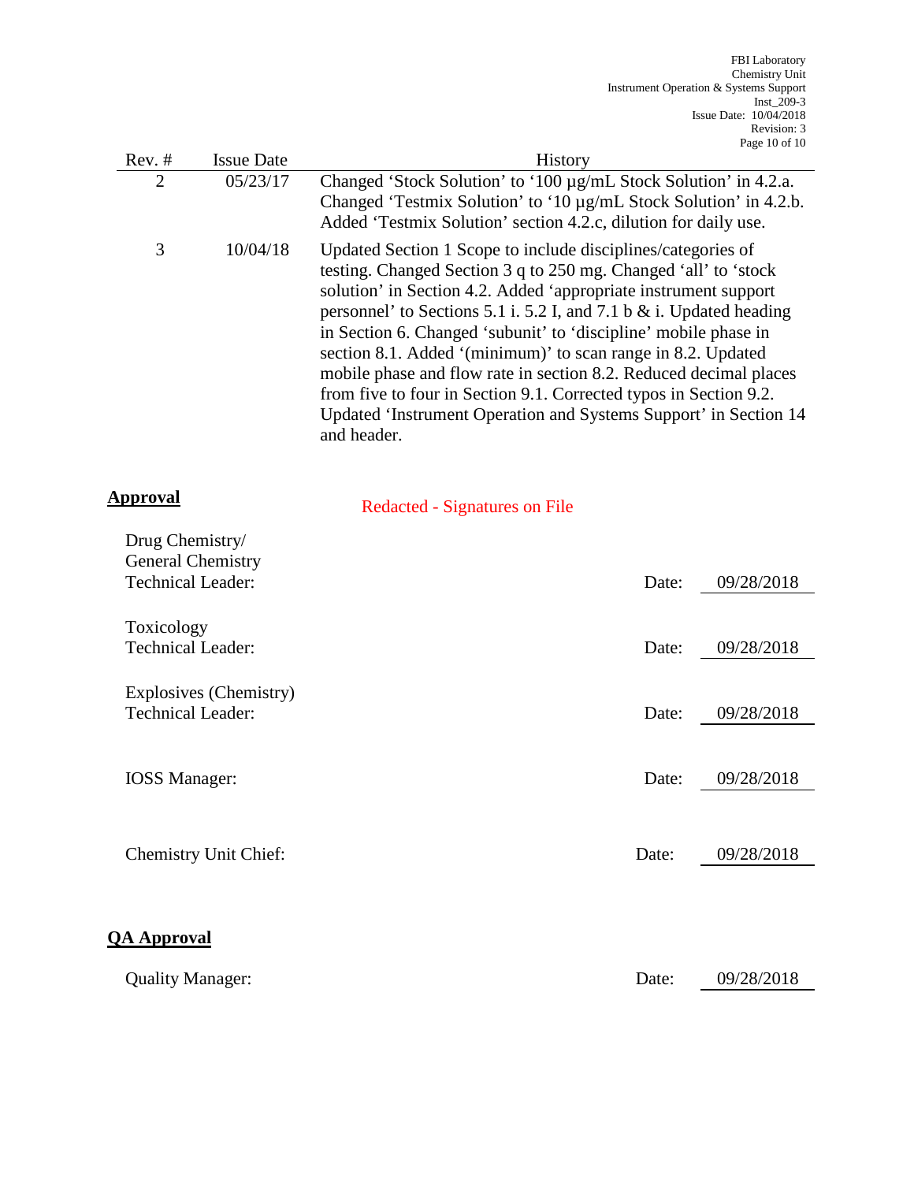| Rev. # | Issue Date | History |
|---|---|---|
| 2 | 05/23/17 | Changed 'Stock Solution' to '100 µg/mL Stock Solution' in 4.2.a. Changed 'Testmix Solution' to '10 µg/mL Stock Solution' in 4.2.b. Added 'Testmix Solution' section 4.2.c, dilution for daily use. |
| 3 | 10/04/18 | Updated Section 1 Scope to include disciplines/categories of testing. Changed Section 3 q to 250 mg. Changed 'all' to 'stock solution' in Section 4.2. Added 'appropriate instrument support personnel' to Sections 5.1 i. 5.2 I, and 7.1 b & i. Updated heading in Section 6. Changed 'subunit' to 'discipline' mobile phase in section 8.1. Added '(minimum)' to scan range in 8.2. Updated mobile phase and flow rate in section 8.2. Reduced decimal places from five to four in Section 9.1. Corrected typos in Section 9.2. Updated 'Instrument Operation and Systems Support' in Section 14 and header. |

**Approval**

Redacted - Signatures on File

Drug Chemistry/
General Chemistry
Technical Leader: Date: 09/28/2018

Toxicology
Technical Leader: Date: 09/28/2018

Explosives (Chemistry)
Technical Leader: Date: 09/28/2018

IOSS Manager: Date: 09/28/2018

Chemistry Unit Chief: Date: 09/28/2018

**QA Approval**

Quality Manager: Date: 09/28/2018